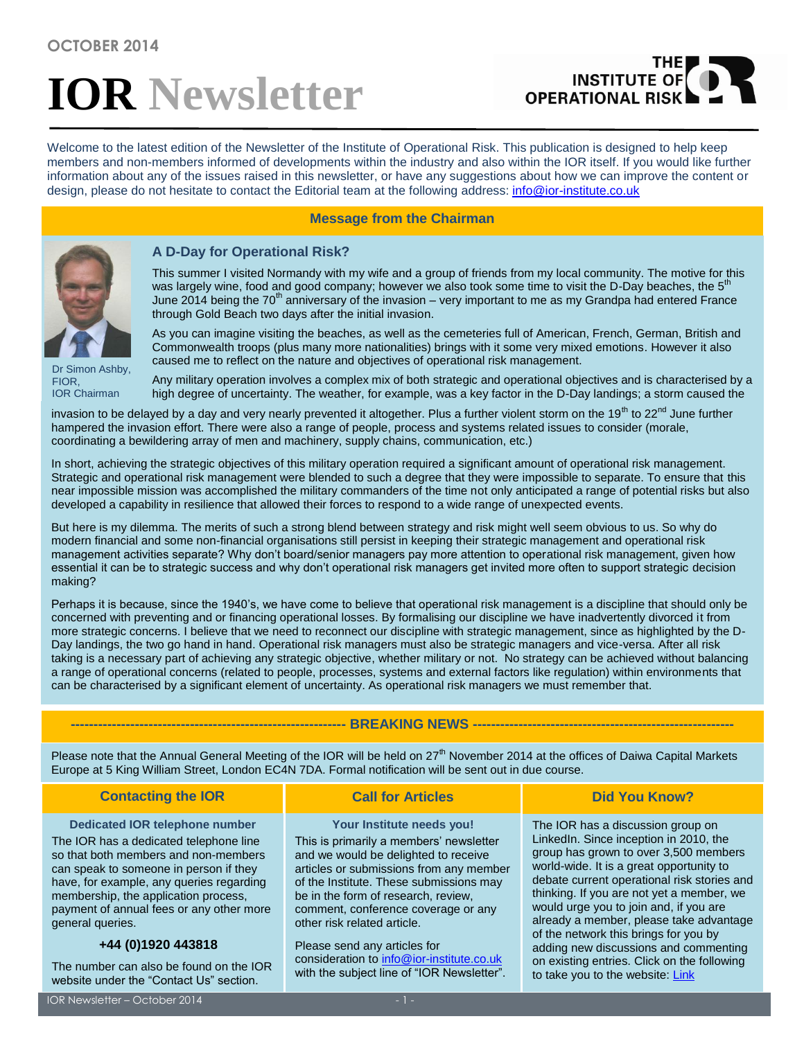OCTOBER 2014

# IOR Newsletter

THE INSTITUTE OF OPERATIONAL RISK

Welcome to the latest edition of the Newsletter of the Institute of Operational Risk. This publication is designed to help keep members and non-members informed of developments within the industry and also within the IOR itself. If you would like further information about any of the issues raised in this newsletter, or have any suggestions about how we can improve the content or design, please do not hesitate to contact the Editorial team at the following address: info@ior-institute.co.uk

## Message from the Chairman

### A D-Day for Operational Risk?

Dr Simon Ashby, FIOR, IOR Chairman

This summer I visited Normandy with my wife and a group of friends from my local community. The motive for this was largely wine, food and good company; however we also took some time to visit the D-Day beaches, the 5th June 2014 being the 70th anniversary of the invasion – very important to me as my Grandpa had entered France through Gold Beach two days after the initial invasion.

As you can imagine visiting the beaches, as well as the cemeteries full of American, French, German, British and Commonwealth troops (plus many more nationalities) brings with it some very mixed emotions. However it also caused me to reflect on the nature and objectives of operational risk management.

Any military operation involves a complex mix of both strategic and operational objectives and is characterised by a high degree of uncertainty. The weather, for example, was a key factor in the D-Day landings; a storm caused the invasion to be delayed by a day and very nearly prevented it altogether. Plus a further violent storm on the 19th to 22nd June further hampered the invasion effort. There were also a range of people, process and systems related issues to consider (morale, coordinating a bewildering array of men and machinery, supply chains, communication, etc.)

In short, achieving the strategic objectives of this military operation required a significant amount of operational risk management. Strategic and operational risk management were blended to such a degree that they were impossible to separate. To ensure that this near impossible mission was accomplished the military commanders of the time not only anticipated a range of potential risks but also developed a capability in resilience that allowed their forces to respond to a wide range of unexpected events.

But here is my dilemma. The merits of such a strong blend between strategy and risk might well seem obvious to us. So why do modern financial and some non-financial organisations still persist in keeping their strategic management and operational risk management activities separate? Why don't board/senior managers pay more attention to operational risk management, given how essential it can be to strategic success and why don't operational risk managers get invited more often to support strategic decision making?

Perhaps it is because, since the 1940's, we have come to believe that operational risk management is a discipline that should only be concerned with preventing and or financing operational losses. By formalising our discipline we have inadvertently divorced it from more strategic concerns. I believe that we need to reconnect our discipline with strategic management, since as highlighted by the D-Day landings, the two go hand in hand. Operational risk managers must also be strategic managers and vice-versa. After all risk taking is a necessary part of achieving any strategic objective, whether military or not. No strategy can be achieved without balancing a range of operational concerns (related to people, processes, systems and external factors like regulation) within environments that can be characterised by a significant element of uncertainty. As operational risk managers we must remember that.

## BREAKING NEWS

Please note that the Annual General Meeting of the IOR will be held on 27th November 2014 at the offices of Daiwa Capital Markets Europe at 5 King William Street, London EC4N 7DA. Formal notification will be sent out in due course.

## Contacting the IOR

**Dedicated IOR telephone number**

The IOR has a dedicated telephone line so that both members and non-members can speak to someone in person if they have, for example, any queries regarding membership, the application process, payment of annual fees or any other more general queries.

**+44 (0)1920 443818**

The number can also be found on the IOR website under the "Contact Us" section.

## Call for Articles

**Your Institute needs you!**

This is primarily a members' newsletter and we would be delighted to receive articles or submissions from any member of the Institute. These submissions may be in the form of research, review, comment, conference coverage or any other risk related article.

Please send any articles for consideration to info@ior-institute.co.uk with the subject line of "IOR Newsletter".

## Did You Know?

The IOR has a discussion group on LinkedIn. Since inception in 2010, the group has grown to over 3,500 members world-wide. It is a great opportunity to debate current operational risk stories and thinking. If you are not yet a member, we would urge you to join and, if you are already a member, please take advantage of the network this brings for you by adding new discussions and commenting on existing entries. Click on the following to take you to the website: Link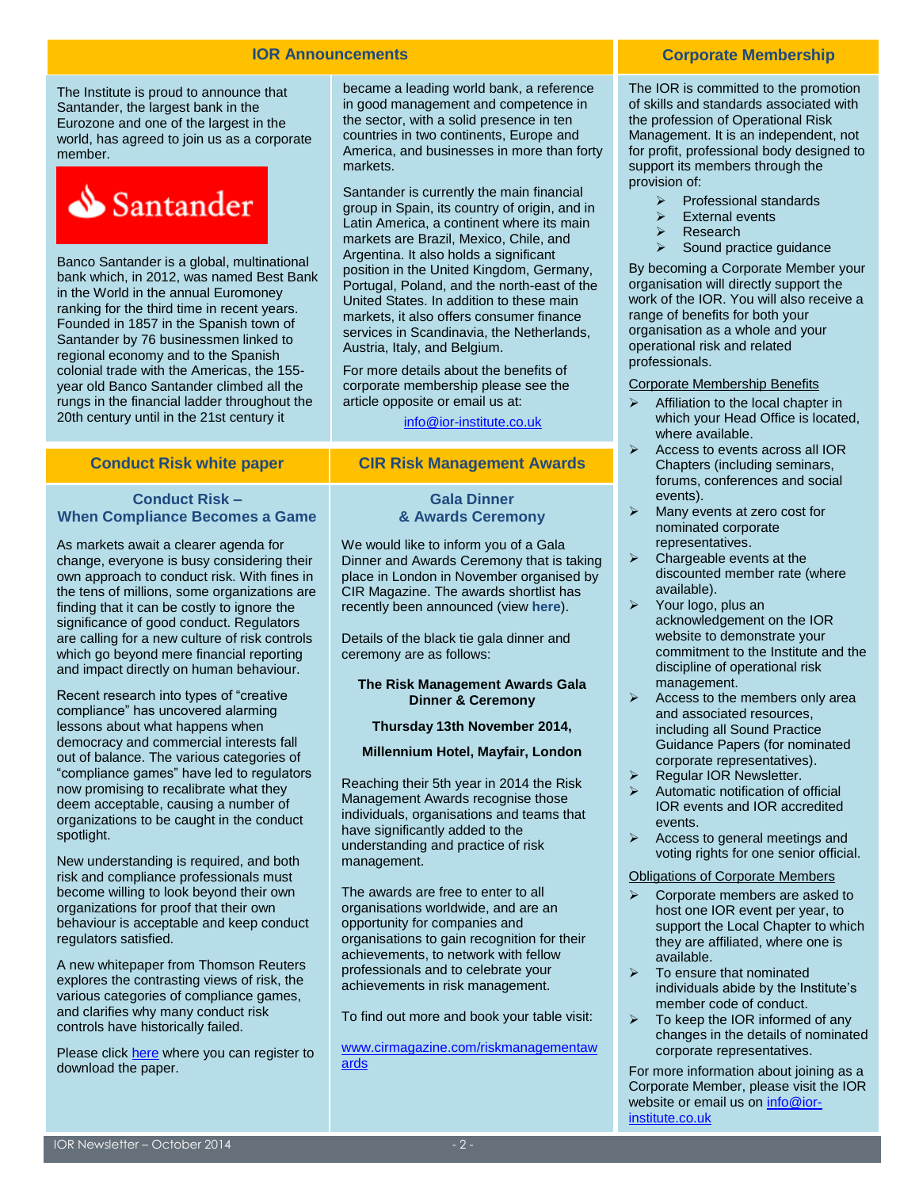## IOR Announcements

The Institute is proud to announce that Santander, the largest bank in the Eurozone and one of the largest in the world, has agreed to join us as a corporate member.

Santander

Banco Santander is a global, multinational bank which, in 2012, was named Best Bank in the World in the annual Euromoney ranking for the third time in recent years. Founded in 1857 in the Spanish town of Santander by 76 businessmen linked to regional economy and to the Spanish colonial trade with the Americas, the 155-year old Banco Santander climbed all the rungs in the financial ladder throughout the 20th century until in the 21st century it became a leading world bank, a reference in good management and competence in the sector, with a solid presence in ten countries in two continents, Europe and America, and businesses in more than forty markets.

Santander is currently the main financial group in Spain, its country of origin, and in Latin America, a continent where its main markets are Brazil, Mexico, Chile, and Argentina. It also holds a significant position in the United Kingdom, Germany, Portugal, Poland, and the north-east of the United States. In addition to these main markets, it also offers consumer finance services in Scandinavia, the Netherlands, Austria, Italy, and Belgium.

For more details about the benefits of corporate membership please see the article opposite or email us at:

info@ior-institute.co.uk

## Conduct Risk white paper

### Conduct Risk – When Compliance Becomes a Game

As markets await a clearer agenda for change, everyone is busy considering their own approach to conduct risk. With fines in the tens of millions, some organizations are finding that it can be costly to ignore the significance of good conduct. Regulators are calling for a new culture of risk controls which go beyond mere financial reporting and impact directly on human behaviour.

Recent research into types of "creative compliance" has uncovered alarming lessons about what happens when democracy and commercial interests fall out of balance. The various categories of "compliance games" have led to regulators now promising to recalibrate what they deem acceptable, causing a number of organizations to be caught in the conduct spotlight.

New understanding is required, and both risk and compliance professionals must become willing to look beyond their own organizations for proof that their own behaviour is acceptable and keep conduct regulators satisfied.

A new whitepaper from Thomson Reuters explores the contrasting views of risk, the various categories of compliance games, and clarifies why many conduct risk controls have historically failed.

Please click here where you can register to download the paper.

## CIR Risk Management Awards

### Gala Dinner & Awards Ceremony

We would like to inform you of a Gala Dinner and Awards Ceremony that is taking place in London in November organised by CIR Magazine. The awards shortlist has recently been announced (view **here**).

Details of the black tie gala dinner and ceremony are as follows:

**The Risk Management Awards Gala Dinner & Ceremony**

**Thursday 13th November 2014,**

**Millennium Hotel, Mayfair, London**

Reaching their 5th year in 2014 the Risk Management Awards recognise those individuals, organisations and teams that have significantly added to the understanding and practice of risk management.

The awards are free to enter to all organisations worldwide, and are an opportunity for companies and organisations to gain recognition for their achievements, to network with fellow professionals and to celebrate your achievements in risk management.

To find out more and book your table visit:

www.cirmagazine.com/riskmanagementawards

## Corporate Membership

The IOR is committed to the promotion of skills and standards associated with the profession of Operational Risk Management. It is an independent, not for profit, professional body designed to support its members through the provision of:

- Professional standards
- External events
- Research
- Sound practice guidance

By becoming a Corporate Member your organisation will directly support the work of the IOR. You will also receive a range of benefits for both your organisation as a whole and your operational risk and related professionals.

Corporate Membership Benefits

- Affiliation to the local chapter in which your Head Office is located, where available.
- Access to events across all IOR Chapters (including seminars, forums, conferences and social events).
- Many events at zero cost for nominated corporate representatives.
- Chargeable events at the discounted member rate (where available).
- Your logo, plus an acknowledgement on the IOR website to demonstrate your commitment to the Institute and the discipline of operational risk management.
- Access to the members only area and associated resources, including all Sound Practice Guidance Papers (for nominated corporate representatives).
- Regular IOR Newsletter.
- Automatic notification of official IOR events and IOR accredited events.
- Access to general meetings and voting rights for one senior official.

Obligations of Corporate Members

- Corporate members are asked to host one IOR event per year, to support the Local Chapter to which they are affiliated, where one is available.
- To ensure that nominated individuals abide by the Institute's member code of conduct.
- To keep the IOR informed of any changes in the details of nominated corporate representatives.

For more information about joining as a Corporate Member, please visit the IOR website or email us on info@ior-institute.co.uk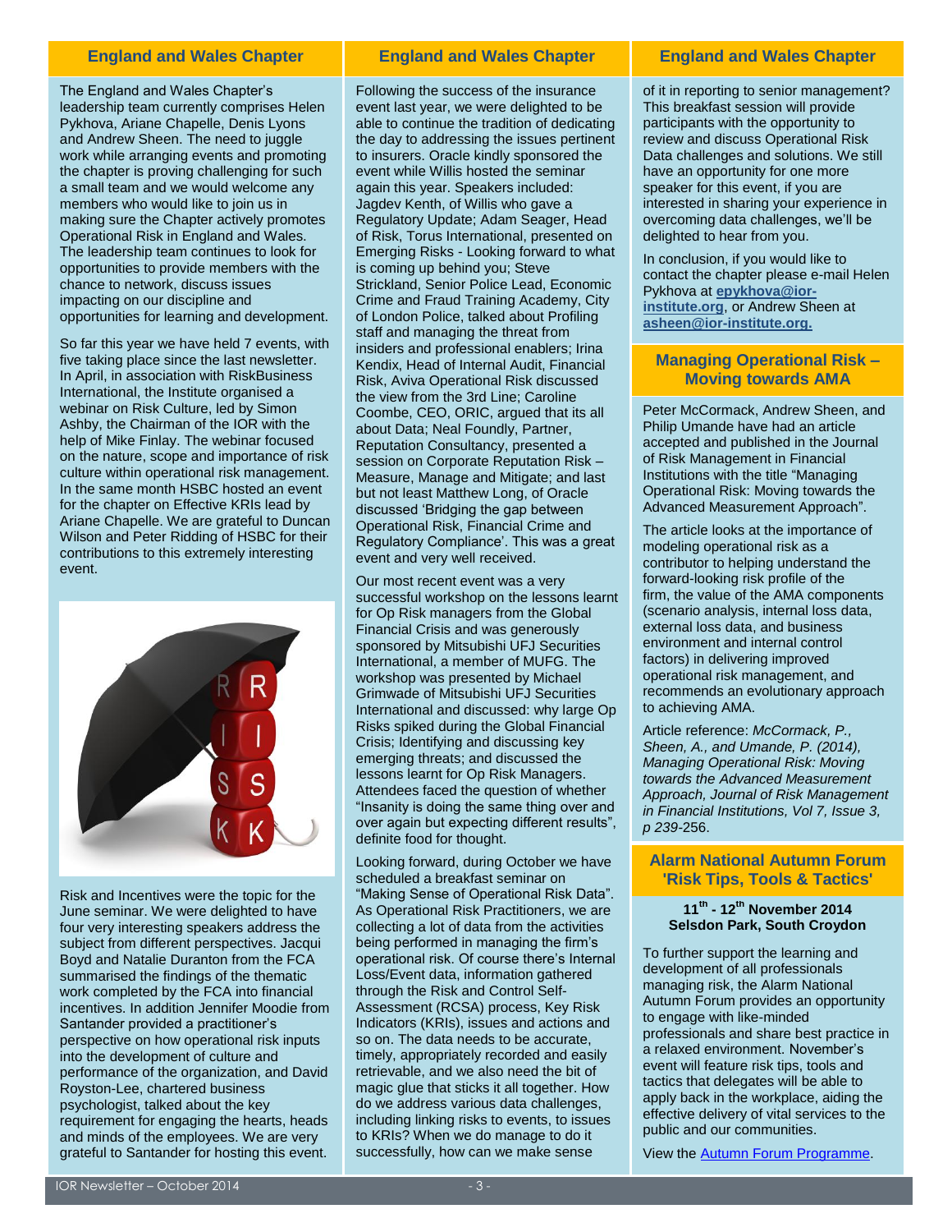## England and Wales Chapter

The England and Wales Chapter's leadership team currently comprises Helen Pykhova, Ariane Chapelle, Denis Lyons and Andrew Sheen. The need to juggle work while arranging events and promoting the chapter is proving challenging for such a small team and we would welcome any members who would like to join us in making sure the Chapter actively promotes Operational Risk in England and Wales. The leadership team continues to look for opportunities to provide members with the chance to network, discuss issues impacting on our discipline and opportunities for learning and development.

So far this year we have held 7 events, with five taking place since the last newsletter. In April, in association with RiskBusiness International, the Institute organised a webinar on Risk Culture, led by Simon Ashby, the Chairman of the IOR with the help of Mike Finlay. The webinar focused on the nature, scope and importance of risk culture within operational risk management. In the same month HSBC hosted an event for the chapter on Effective KRIs lead by Ariane Chapelle. We are grateful to Duncan Wilson and Peter Ridding of HSBC for their contributions to this extremely interesting event.

Risk and Incentives were the topic for the June seminar. We were delighted to have four very interesting speakers address the subject from different perspectives. Jacqui Boyd and Natalie Duranton from the FCA summarised the findings of the thematic work completed by the FCA into financial incentives. In addition Jennifer Moodie from Santander provided a practitioner's perspective on how operational risk inputs into the development of culture and performance of the organization, and David Royston-Lee, chartered business psychologist, talked about the key requirement for engaging the hearts, heads and minds of the employees. We are very grateful to Santander for hosting this event.

Following the success of the insurance event last year, we were delighted to be able to continue the tradition of dedicating the day to addressing the issues pertinent to insurers. Oracle kindly sponsored the event while Willis hosted the seminar again this year. Speakers included: Jagdev Kenth, of Willis who gave a Regulatory Update; Adam Seager, Head of Risk, Torus International, presented on Emerging Risks - Looking forward to what is coming up behind you; Steve Strickland, Senior Police Lead, Economic Crime and Fraud Training Academy, City of London Police, talked about Profiling staff and managing the threat from insiders and professional enablers; Irina Kendix, Head of Internal Audit, Financial Risk, Aviva Operational Risk discussed the view from the 3rd Line; Caroline Coombe, CEO, ORIC, argued that its all about Data; Neal Foundly, Partner, Reputation Consultancy, presented a session on Corporate Reputation Risk – Measure, Manage and Mitigate; and last but not least Matthew Long, of Oracle discussed 'Bridging the gap between Operational Risk, Financial Crime and Regulatory Compliance'. This was a great event and very well received.

Our most recent event was a very successful workshop on the lessons learnt for Op Risk managers from the Global Financial Crisis and was generously sponsored by Mitsubishi UFJ Securities International, a member of MUFG. The workshop was presented by Michael Grimwade of Mitsubishi UFJ Securities International and discussed: why large Op Risks spiked during the Global Financial Crisis; Identifying and discussing key emerging threats; and discussed the lessons learnt for Op Risk Managers. Attendees faced the question of whether "Insanity is doing the same thing over and over again but expecting different results", definite food for thought.

Looking forward, during October we have scheduled a breakfast seminar on "Making Sense of Operational Risk Data". As Operational Risk Practitioners, we are collecting a lot of data from the activities being performed in managing the firm's operational risk. Of course there's Internal Loss/Event data, information gathered through the Risk and Control Self-Assessment (RCSA) process, Key Risk Indicators (KRIs), issues and actions and so on. The data needs to be accurate, timely, appropriately recorded and easily retrievable, and we also need the bit of magic glue that sticks it all together. How do we address various data challenges, including linking risks to events, to issues to KRIs? When we do manage to do it successfully, how can we make sense of it in reporting to senior management? This breakfast session will provide participants with the opportunity to review and discuss Operational Risk Data challenges and solutions. We still have an opportunity for one more speaker for this event, if you are interested in sharing your experience in overcoming data challenges, we'll be delighted to hear from you.

In conclusion, if you would like to contact the chapter please e-mail Helen Pykhova at **epykhova@ior-institute.org**, or Andrew Sheen at **asheen@ior-institute.org.**

## Managing Operational Risk – Moving towards AMA

Peter McCormack, Andrew Sheen, and Philip Umande have had an article accepted and published in the Journal of Risk Management in Financial Institutions with the title "Managing Operational Risk: Moving towards the Advanced Measurement Approach".

The article looks at the importance of modeling operational risk as a contributor to helping understand the forward-looking risk profile of the firm, the value of the AMA components (scenario analysis, internal loss data, external loss data, and business environment and internal control factors) in delivering improved operational risk management, and recommends an evolutionary approach to achieving AMA.

Article reference: *McCormack, P., Sheen, A., and Umande, P. (2014), Managing Operational Risk: Moving towards the Advanced Measurement Approach, Journal of Risk Management in Financial Institutions, Vol 7, Issue 3, p 239*-256.

## Alarm National Autumn Forum 'Risk Tips, Tools & Tactics'

**11th - 12th November 2014**
**Selsdon Park, South Croydon**

To further support the learning and development of all professionals managing risk, the Alarm National Autumn Forum provides an opportunity to engage with like-minded professionals and share best practice in a relaxed environment. November's event will feature risk tips, tools and tactics that delegates will be able to apply back in the workplace, aiding the effective delivery of vital services to the public and our communities.

View the Autumn Forum Programme.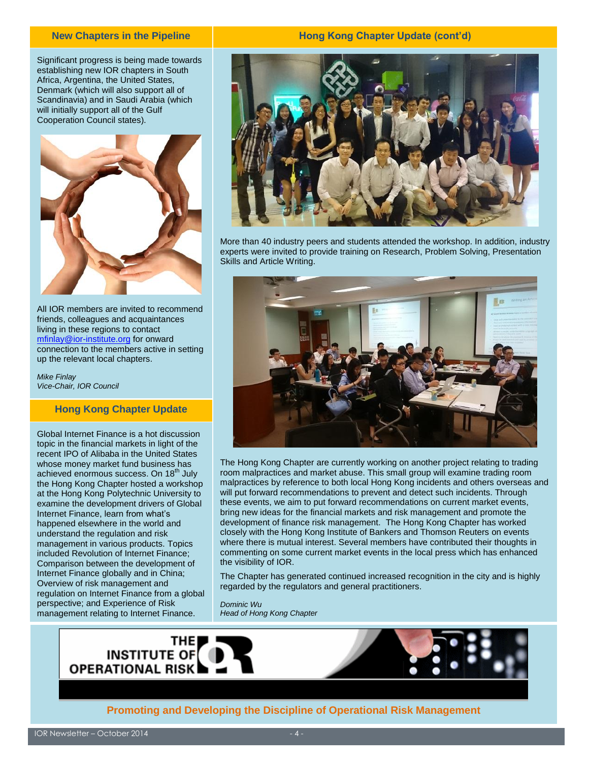## New Chapters in the Pipeline

Significant progress is being made towards establishing new IOR chapters in South Africa, Argentina, the United States, Denmark (which will also support all of Scandinavia) and in Saudi Arabia (which will initially support all of the Gulf Cooperation Council states).

All IOR members are invited to recommend friends, colleagues and acquaintances living in these regions to contact mfinlay@ior-institute.org for onward connection to the members active in setting up the relevant local chapters.

*Mike Finlay*
*Vice-Chair, IOR Council*

## Hong Kong Chapter Update

Global Internet Finance is a hot discussion topic in the financial markets in light of the recent IPO of Alibaba in the United States whose money market fund business has achieved enormous success. On 18th July the Hong Kong Chapter hosted a workshop at the Hong Kong Polytechnic University to examine the development drivers of Global Internet Finance, learn from what's happened elsewhere in the world and understand the regulation and risk management in various products. Topics included Revolution of Internet Finance; Comparison between the development of Internet Finance globally and in China; Overview of risk management and regulation on Internet Finance from a global perspective; and Experience of Risk management relating to Internet Finance.

## Hong Kong Chapter Update (cont'd)

More than 40 industry peers and students attended the workshop. In addition, industry experts were invited to provide training on Research, Problem Solving, Presentation Skills and Article Writing.

The Hong Kong Chapter are currently working on another project relating to trading room malpractices and market abuse. This small group will examine trading room malpractices by reference to both local Hong Kong incidents and others overseas and will put forward recommendations to prevent and detect such incidents. Through these events, we aim to put forward recommendations on current market events, bring new ideas for the financial markets and risk management and promote the development of finance risk management. The Hong Kong Chapter has worked closely with the Hong Kong Institute of Bankers and Thomson Reuters on events where there is mutual interest. Several members have contributed their thoughts in commenting on some current market events in the local press which has enhanced the visibility of IOR.

The Chapter has generated continued increased recognition in the city and is highly regarded by the regulators and general practitioners.

*Dominic Wu*
*Head of Hong Kong Chapter*

THE INSTITUTE OF OPERATIONAL RISK

**Promoting and Developing the Discipline of Operational Risk Management**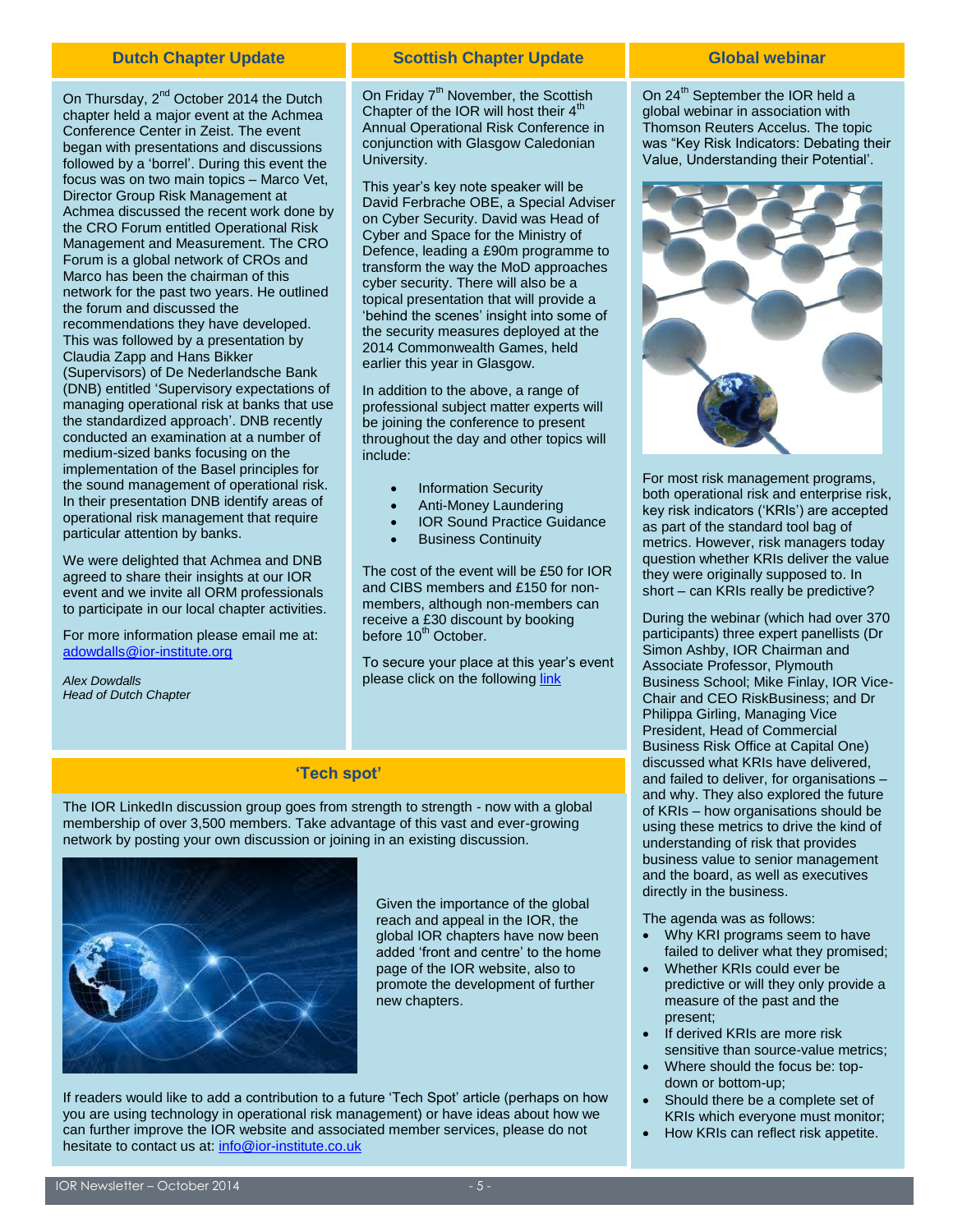## Dutch Chapter Update

On Thursday, 2nd October 2014 the Dutch chapter held a major event at the Achmea Conference Center in Zeist. The event began with presentations and discussions followed by a 'borrel'. During this event the focus was on two main topics – Marco Vet, Director Group Risk Management at Achmea discussed the recent work done by the CRO Forum entitled Operational Risk Management and Measurement. The CRO Forum is a global network of CROs and Marco has been the chairman of this network for the past two years. He outlined the forum and discussed the recommendations they have developed. This was followed by a presentation by Claudia Zapp and Hans Bikker (Supervisors) of De Nederlandsche Bank (DNB) entitled 'Supervisory expectations of managing operational risk at banks that use the standardized approach'. DNB recently conducted an examination at a number of medium-sized banks focusing on the implementation of the Basel principles for the sound management of operational risk. In their presentation DNB identify areas of operational risk management that require particular attention by banks.

We were delighted that Achmea and DNB agreed to share their insights at our IOR event and we invite all ORM professionals to participate in our local chapter activities.

For more information please email me at: adowdalls@ior-institute.org

*Alex Dowdalls*
*Head of Dutch Chapter*

## Scottish Chapter Update

On Friday 7th November, the Scottish Chapter of the IOR will host their 4th Annual Operational Risk Conference in conjunction with Glasgow Caledonian University.

This year's key note speaker will be David Ferbrache OBE, a Special Adviser on Cyber Security. David was Head of Cyber and Space for the Ministry of Defence, leading a £90m programme to transform the way the MoD approaches cyber security. There will also be a topical presentation that will provide a 'behind the scenes' insight into some of the security measures deployed at the 2014 Commonwealth Games, held earlier this year in Glasgow.

In addition to the above, a range of professional subject matter experts will be joining the conference to present throughout the day and other topics will include:

- Information Security
- Anti-Money Laundering
- IOR Sound Practice Guidance
- Business Continuity

The cost of the event will be £50 for IOR and CIBS members and £150 for non-members, although non-members can receive a £30 discount by booking before 10th October.

To secure your place at this year's event please click on the following link

## Global webinar

On 24th September the IOR held a global webinar in association with Thomson Reuters Accelus. The topic was "Key Risk Indicators: Debating their Value, Understanding their Potential'.

For most risk management programs, both operational risk and enterprise risk, key risk indicators ('KRIs') are accepted as part of the standard tool bag of metrics. However, risk managers today question whether KRIs deliver the value they were originally supposed to. In short – can KRIs really be predictive?

During the webinar (which had over 370 participants) three expert panellists (Dr Simon Ashby, IOR Chairman and Associate Professor, Plymouth Business School; Mike Finlay, IOR Vice-Chair and CEO RiskBusiness; and Dr Philippa Girling, Managing Vice President, Head of Commercial Business Risk Office at Capital One) discussed what KRIs have delivered, and failed to deliver, for organisations – and why. They also explored the future of KRIs – how organisations should be using these metrics to drive the kind of understanding of risk that provides business value to senior management and the board, as well as executives directly in the business.

The agenda was as follows:

- Why KRI programs seem to have failed to deliver what they promised;
- Whether KRIs could ever be predictive or will they only provide a measure of the past and the present;
- If derived KRIs are more risk sensitive than source-value metrics;
- Where should the focus be: top-down or bottom-up;
- Should there be a complete set of KRIs which everyone must monitor;
- How KRIs can reflect risk appetite.

## 'Tech spot'

The IOR LinkedIn discussion group goes from strength to strength - now with a global membership of over 3,500 members. Take advantage of this vast and ever-growing network by posting your own discussion or joining in an existing discussion.

Given the importance of the global reach and appeal in the IOR, the global IOR chapters have now been added 'front and centre' to the home page of the IOR website, also to promote the development of further new chapters.

If readers would like to add a contribution to a future 'Tech Spot' article (perhaps on how you are using technology in operational risk management) or have ideas about how we can further improve the IOR website and associated member services, please do not hesitate to contact us at: info@ior-institute.co.uk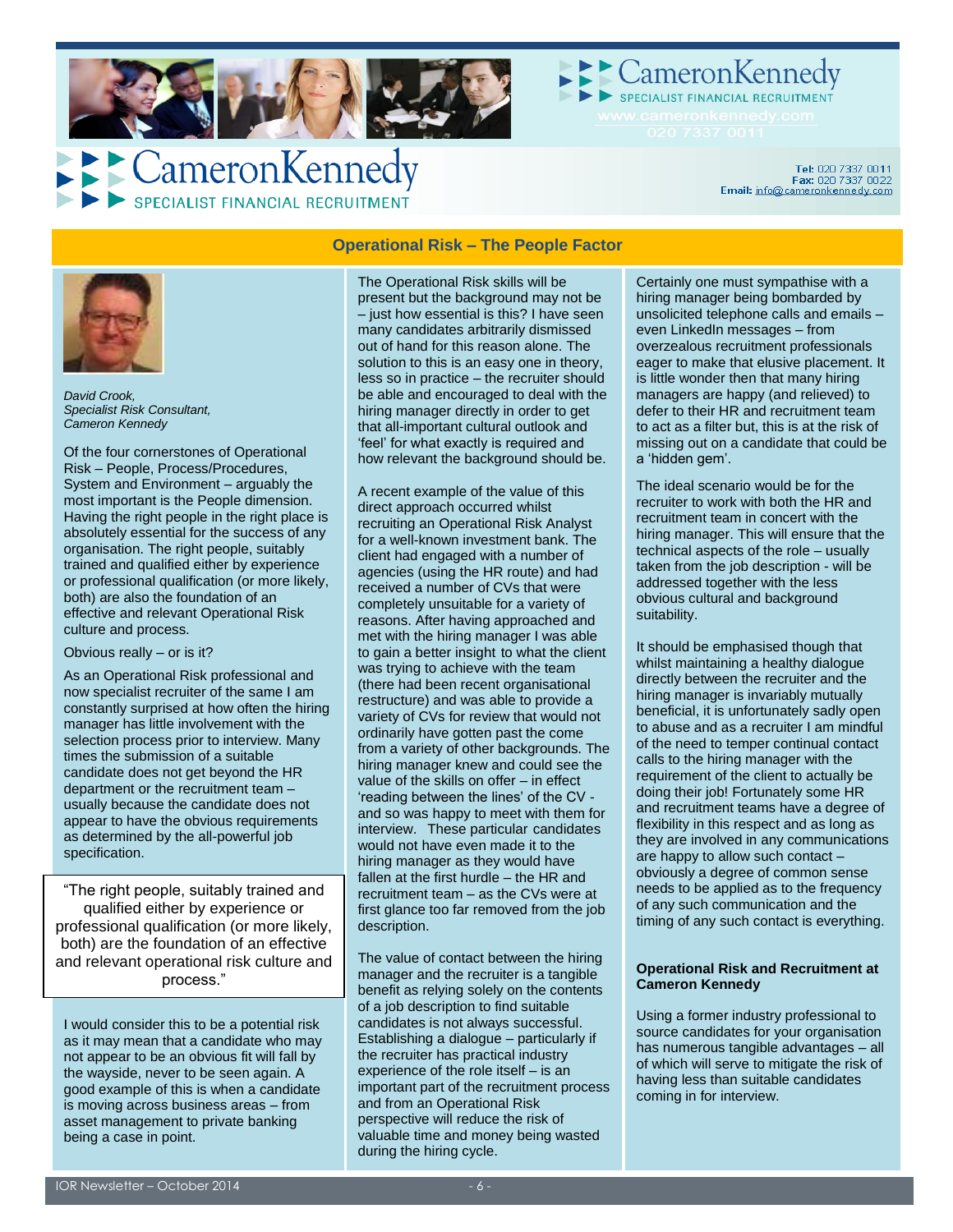# CameronKennedy
SPECIALIST FINANCIAL RECRUITMENT

**Tel:** 020 7337 0011
**Fax:** 020 7337 0022
**Email:** info@cameronkennedy.com

## Operational Risk – The People Factor

*David Crook,*
*Specialist Risk Consultant,*
*Cameron Kennedy*

Of the four cornerstones of Operational Risk – People, Process/Procedures, System and Environment – arguably the most important is the People dimension. Having the right people in the right place is absolutely essential for the success of any organisation. The right people, suitably trained and qualified either by experience or professional qualification (or more likely, both) are also the foundation of an effective and relevant Operational Risk culture and process.

Obvious really – or is it?

As an Operational Risk professional and now specialist recruiter of the same I am constantly surprised at how often the hiring manager has little involvement with the selection process prior to interview. Many times the submission of a suitable candidate does not get beyond the HR department or the recruitment team – usually because the candidate does not appear to have the obvious requirements as determined by the all-powerful job specification.

> "The right people, suitably trained and qualified either by experience or professional qualification (or more likely, both) are the foundation of an effective and relevant operational risk culture and process."

I would consider this to be a potential risk as it may mean that a candidate who may not appear to be an obvious fit will fall by the wayside, never to be seen again. A good example of this is when a candidate is moving across business areas – from asset management to private banking being a case in point.

The Operational Risk skills will be present but the background may not be – just how essential is this? I have seen many candidates arbitrarily dismissed out of hand for this reason alone. The solution to this is an easy one in theory, less so in practice – the recruiter should be able and encouraged to deal with the hiring manager directly in order to get that all-important cultural outlook and 'feel' for what exactly is required and how relevant the background should be.

A recent example of the value of this direct approach occurred whilst recruiting an Operational Risk Analyst for a well-known investment bank. The client had engaged with a number of agencies (using the HR route) and had received a number of CVs that were completely unsuitable for a variety of reasons. After having approached and met with the hiring manager I was able to gain a better insight to what the client was trying to achieve with the team (there had been recent organisational restructure) and was able to provide a variety of CVs for review that would not ordinarily have gotten past the come from a variety of other backgrounds. The hiring manager knew and could see the value of the skills on offer – in effect 'reading between the lines' of the CV - and so was happy to meet with them for interview. These particular candidates would not have even made it to the hiring manager as they would have fallen at the first hurdle – the HR and recruitment team – as the CVs were at first glance too far removed from the job description.

The value of contact between the hiring manager and the recruiter is a tangible benefit as relying solely on the contents of a job description to find suitable candidates is not always successful. Establishing a dialogue – particularly if the recruiter has practical industry experience of the role itself – is an important part of the recruitment process and from an Operational Risk perspective will reduce the risk of valuable time and money being wasted during the hiring cycle.

Certainly one must sympathise with a hiring manager being bombarded by unsolicited telephone calls and emails – even LinkedIn messages – from overzealous recruitment professionals eager to make that elusive placement. It is little wonder then that many hiring managers are happy (and relieved) to defer to their HR and recruitment team to act as a filter but, this is at the risk of missing out on a candidate that could be a 'hidden gem'.

The ideal scenario would be for the recruiter to work with both the HR and recruitment team in concert with the hiring manager. This will ensure that the technical aspects of the role – usually taken from the job description - will be addressed together with the less obvious cultural and background suitability.

It should be emphasised though that whilst maintaining a healthy dialogue directly between the recruiter and the hiring manager is invariably mutually beneficial, it is unfortunately sadly open to abuse and as a recruiter I am mindful of the need to temper continual contact calls to the hiring manager with the requirement of the client to actually be doing their job! Fortunately some HR and recruitment teams have a degree of flexibility in this respect and as long as they are involved in any communications are happy to allow such contact – obviously a degree of common sense needs to be applied as to the frequency of any such communication and the timing of any such contact is everything.

### Operational Risk and Recruitment at Cameron Kennedy

Using a former industry professional to source candidates for your organisation has numerous tangible advantages – all of which will serve to mitigate the risk of having less than suitable candidates coming in for interview.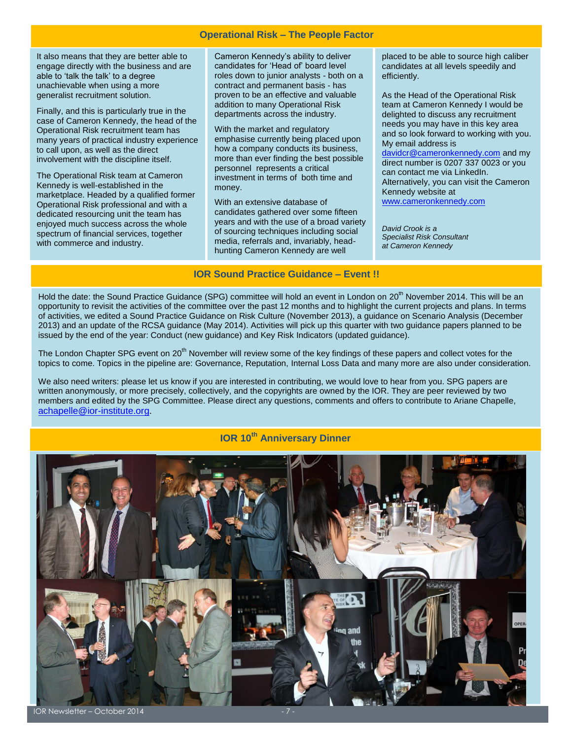## Operational Risk – The People Factor

It also means that they are better able to engage directly with the business and are able to 'talk the talk' to a degree unachievable when using a more generalist recruitment solution.

Finally, and this is particularly true in the case of Cameron Kennedy, the head of the Operational Risk recruitment team has many years of practical industry experience to call upon, as well as the direct involvement with the discipline itself.

The Operational Risk team at Cameron Kennedy is well-established in the marketplace. Headed by a qualified former Operational Risk professional and with a dedicated resourcing unit the team has enjoyed much success across the whole spectrum of financial services, together with commerce and industry.

Cameron Kennedy's ability to deliver candidates for 'Head of' board level roles down to junior analysts - both on a contract and permanent basis - has proven to be an effective and valuable addition to many Operational Risk departments across the industry.

With the market and regulatory emphasise currently being placed upon how a company conducts its business, more than ever finding the best possible personnel represents a critical investment in terms of both time and money.

With an extensive database of candidates gathered over some fifteen years and with the use of a broad variety of sourcing techniques including social media, referrals and, invariably, head-hunting Cameron Kennedy are well placed to be able to source high caliber candidates at all levels speedily and efficiently.

As the Head of the Operational Risk team at Cameron Kennedy I would be delighted to discuss any recruitment needs you may have in this key area and so look forward to working with you. My email address is davidcr@cameronkennedy.com and my direct number is 0207 337 0023 or you can contact me via LinkedIn. Alternatively, you can visit the Cameron Kennedy website at www.cameronkennedy.com

*David Crook is a Specialist Risk Consultant at Cameron Kennedy*

## IOR Sound Practice Guidance – Event !!

Hold the date: the Sound Practice Guidance (SPG) committee will hold an event in London on 20th November 2014. This will be an opportunity to revisit the activities of the committee over the past 12 months and to highlight the current projects and plans. In terms of activities, we edited a Sound Practice Guidance on Risk Culture (November 2013), a guidance on Scenario Analysis (December 2013) and an update of the RCSA guidance (May 2014). Activities will pick up this quarter with two guidance papers planned to be issued by the end of the year: Conduct (new guidance) and Key Risk Indicators (updated guidance).

The London Chapter SPG event on 20th November will review some of the key findings of these papers and collect votes for the topics to come. Topics in the pipeline are: Governance, Reputation, Internal Loss Data and many more are also under consideration.

We also need writers: please let us know if you are interested in contributing, we would love to hear from you. SPG papers are written anonymously, or more precisely, collectively, and the copyrights are owned by the IOR. They are peer reviewed by two members and edited by the SPG Committee. Please direct any questions, comments and offers to contribute to Ariane Chapelle, achapelle@ior-institute.org.

## IOR 10th Anniversary Dinner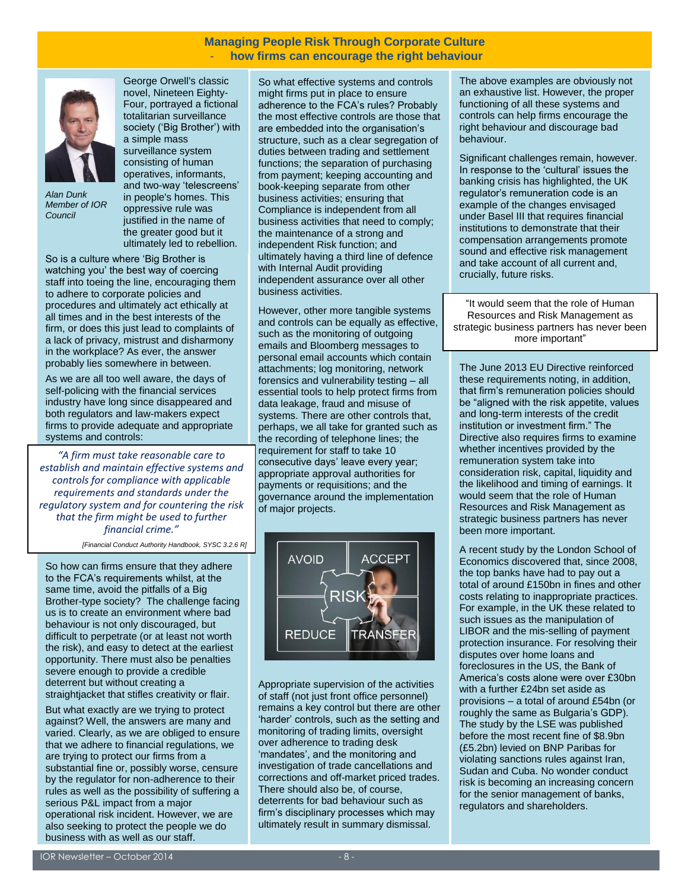# Managing People Risk Through Corporate Culture
## - how firms can encourage the right behaviour

*Alan Dunk*
*Member of IOR Council*

George Orwell's classic novel, Nineteen Eighty-Four, portrayed a fictional totalitarian surveillance society ('Big Brother') with a simple mass surveillance system consisting of human operatives, informants, and two-way 'telescreens' in people's homes. This oppressive rule was justified in the name of the greater good but it ultimately led to rebellion.

So is a culture where 'Big Brother is watching you' the best way of coercing staff into toeing the line, encouraging them to adhere to corporate policies and procedures and ultimately act ethically at all times and in the best interests of the firm, or does this just lead to complaints of a lack of privacy, mistrust and disharmony in the workplace? As ever, the answer probably lies somewhere in between.

As we are all too well aware, the days of self-policing with the financial services industry have long since disappeared and both regulators and law-makers expect firms to provide adequate and appropriate systems and controls:

> *"A firm must take reasonable care to establish and maintain effective systems and controls for compliance with applicable requirements and standards under the regulatory system and for countering the risk that the firm might be used to further financial crime."*
>
> *[Financial Conduct Authority Handbook, SYSC 3.2.6 R]*

So how can firms ensure that they adhere to the FCA's requirements whilst, at the same time, avoid the pitfalls of a Big Brother-type society? The challenge facing us is to create an environment where bad behaviour is not only discouraged, but difficult to perpetrate (or at least not worth the risk), and easy to detect at the earliest opportunity. There must also be penalties severe enough to provide a credible deterrent but without creating a straightjacket that stifles creativity or flair.

But what exactly are we trying to protect against? Well, the answers are many and varied. Clearly, as we are obliged to ensure that we adhere to financial regulations, we are trying to protect our firms from a substantial fine or, possibly worse, censure by the regulator for non-adherence to their rules as well as the possibility of suffering a serious P&L impact from a major operational risk incident. However, we are also seeking to protect the people we do business with as well as our staff.

So what effective systems and controls might firms put in place to ensure adherence to the FCA's rules? Probably the most effective controls are those that are embedded into the organisation's structure, such as a clear segregation of duties between trading and settlement functions; the separation of purchasing from payment; keeping accounting and book-keeping separate from other business activities; ensuring that Compliance is independent from all business activities that need to comply; the maintenance of a strong and independent Risk function; and ultimately having a third line of defence with Internal Audit providing independent assurance over all other business activities.

However, other more tangible systems and controls can be equally as effective, such as the monitoring of outgoing emails and Bloomberg messages to personal email accounts which contain attachments; log monitoring, network forensics and vulnerability testing – all essential tools to help protect firms from data leakage, fraud and misuse of systems. There are other controls that, perhaps, we all take for granted such as the recording of telephone lines; the requirement for staff to take 10 consecutive days' leave every year; appropriate approval authorities for payments or requisitions; and the governance around the implementation of major projects.

Appropriate supervision of the activities of staff (not just front office personnel) remains a key control but there are other 'harder' controls, such as the setting and monitoring of trading limits, oversight over adherence to trading desk 'mandates', and the monitoring and investigation of trade cancellations and corrections and off-market priced trades. There should also be, of course, deterrents for bad behaviour such as firm's disciplinary processes which may ultimately result in summary dismissal.

The above examples are obviously not an exhaustive list. However, the proper functioning of all these systems and controls can help firms encourage the right behaviour and discourage bad behaviour.

Significant challenges remain, however. In response to the 'cultural' issues the banking crisis has highlighted, the UK regulator's remuneration code is an example of the changes envisaged under Basel III that requires financial institutions to demonstrate that their compensation arrangements promote sound and effective risk management and take account of all current and, crucially, future risks.

> "It would seem that the role of Human Resources and Risk Management as strategic business partners has never been more important"

The June 2013 EU Directive reinforced these requirements noting, in addition, that firm's remuneration policies should be "aligned with the risk appetite, values and long-term interests of the credit institution or investment firm." The Directive also requires firms to examine whether incentives provided by the remuneration system take into consideration risk, capital, liquidity and the likelihood and timing of earnings. It would seem that the role of Human Resources and Risk Management as strategic business partners has never been more important.

A recent study by the London School of Economics discovered that, since 2008, the top banks have had to pay out a total of around £150bn in fines and other costs relating to inappropriate practices. For example, in the UK these related to such issues as the manipulation of LIBOR and the mis-selling of payment protection insurance. For resolving their disputes over home loans and foreclosures in the US, the Bank of America's costs alone were over £30bn with a further £24bn set aside as provisions – a total of around £54bn (or roughly the same as Bulgaria's GDP). The study by the LSE was published before the most recent fine of \$8.9bn (£5.2bn) levied on BNP Paribas for violating sanctions rules against Iran, Sudan and Cuba. No wonder conduct risk is becoming an increasing concern for the senior management of banks, regulators and shareholders.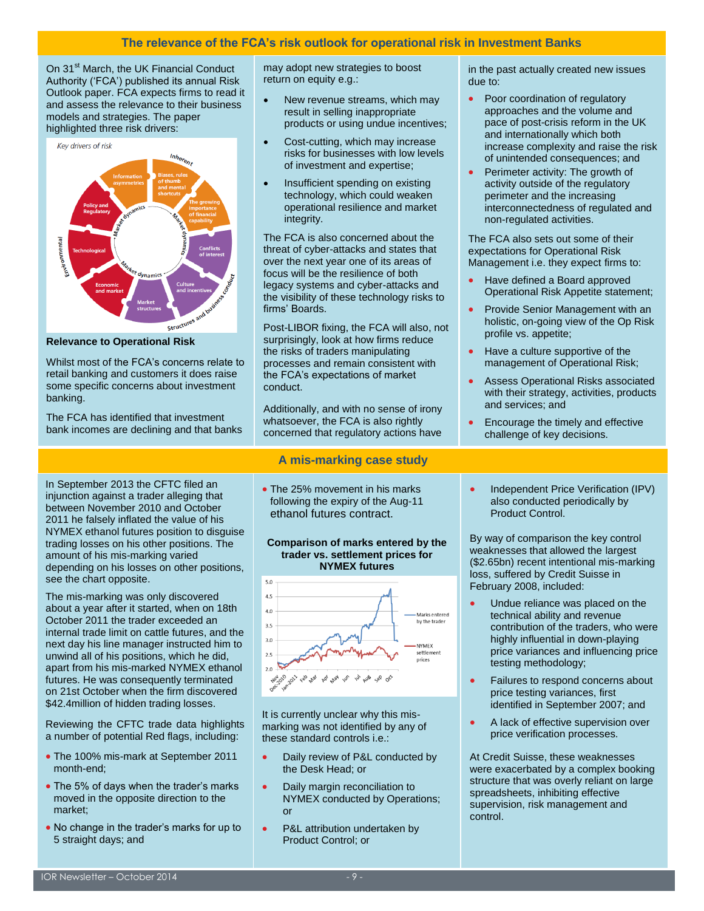## The relevance of the FCA's risk outlook for operational risk in Investment Banks

On 31st March, the UK Financial Conduct Authority ('FCA') published its annual Risk Outlook paper. FCA expects firms to read it and assess the relevance to their business models and strategies. The paper highlighted three risk drivers:

**Relevance to Operational Risk**

Whilst most of the FCA's concerns relate to retail banking and customers it does raise some specific concerns about investment banking.

The FCA has identified that investment bank incomes are declining and that banks may adopt new strategies to boost return on equity e.g.:

- New revenue streams, which may result in selling inappropriate products or using undue incentives;
- Cost-cutting, which may increase risks for businesses with low levels of investment and expertise;
- Insufficient spending on existing technology, which could weaken operational resilience and market integrity.

The FCA is also concerned about the threat of cyber-attacks and states that over the next year one of its areas of focus will be the resilience of both legacy systems and cyber-attacks and the visibility of these technology risks to firms' Boards.

Post-LIBOR fixing, the FCA will also, not surprisingly, look at how firms reduce the risks of traders manipulating processes and remain consistent with the FCA's expectations of market conduct.

Additionally, and with no sense of irony whatsoever, the FCA is also rightly concerned that regulatory actions have in the past actually created new issues due to:

- Poor coordination of regulatory approaches and the volume and pace of post-crisis reform in the UK and internationally which both increase complexity and raise the risk of unintended consequences; and
- Perimeter activity: The growth of activity outside of the regulatory perimeter and the increasing interconnectedness of regulated and non-regulated activities.

The FCA also sets out some of their expectations for Operational Risk Management i.e. they expect firms to:

- Have defined a Board approved Operational Risk Appetite statement;
- Provide Senior Management with an holistic, on-going view of the Op Risk profile vs. appetite;
- Have a culture supportive of the management of Operational Risk;
- Assess Operational Risks associated with their strategy, activities, products and services; and
- Encourage the timely and effective challenge of key decisions.

## A mis-marking case study

In September 2013 the CFTC filed an injunction against a trader alleging that between November 2010 and October 2011 he falsely inflated the value of his NYMEX ethanol futures position to disguise trading losses on his other positions. The amount of his mis-marking varied depending on his losses on other positions, see the chart opposite.

The mis-marking was only discovered about a year after it started, when on 18th October 2011 the trader exceeded an internal trade limit on cattle futures, and the next day his line manager instructed him to unwind all of his positions, which he did, apart from his mis-marked NYMEX ethanol futures. He was consequently terminated on 21st October when the firm discovered $42.4million of hidden trading losses.

Reviewing the CFTC trade data highlights a number of potential Red flags, including:

- The 100% mis-mark at September 2011 month-end;
- The 5% of days when the trader's marks moved in the opposite direction to the market;
- No change in the trader's marks for up to 5 straight days; and
- The 25% movement in his marks following the expiry of the Aug-11 ethanol futures contract.

**Comparison of marks entered by the trader vs. settlement prices for NYMEX futures**

It is currently unclear why this mis-marking was not identified by any of these standard controls i.e.:

- Daily review of P&L conducted by the Desk Head; or
- Daily margin reconciliation to NYMEX conducted by Operations; or
- P&L attribution undertaken by Product Control; or
- Independent Price Verification (IPV) also conducted periodically by Product Control.

By way of comparison the key control weaknesses that allowed the largest ($2.65bn) recent intentional mis-marking loss, suffered by Credit Suisse in February 2008, included:

- Undue reliance was placed on the technical ability and revenue contribution of the traders, who were highly influential in down-playing price variances and influencing price testing methodology;
- Failures to respond concerns about price testing variances, first identified in September 2007; and
- A lack of effective supervision over price verification processes.

At Credit Suisse, these weaknesses were exacerbated by a complex booking structure that was overly reliant on large spreadsheets, inhibiting effective supervision, risk management and control.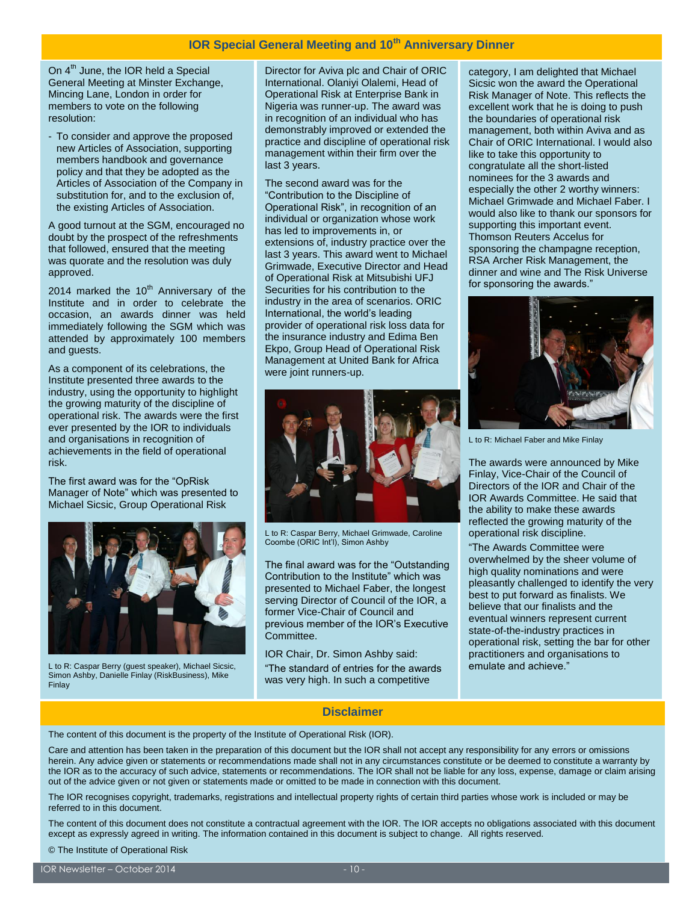## IOR Special General Meeting and 10th Anniversary Dinner

On 4th June, the IOR held a Special General Meeting at Minster Exchange, Mincing Lane, London in order for members to vote on the following resolution:

- To consider and approve the proposed new Articles of Association, supporting members handbook and governance policy and that they be adopted as the Articles of Association of the Company in substitution for, and to the exclusion of, the existing Articles of Association.

A good turnout at the SGM, encouraged no doubt by the prospect of the refreshments that followed, ensured that the meeting was quorate and the resolution was duly approved.

2014 marked the 10th Anniversary of the Institute and in order to celebrate the occasion, an awards dinner was held immediately following the SGM which was attended by approximately 100 members and guests.

As a component of its celebrations, the Institute presented three awards to the industry, using the opportunity to highlight the growing maturity of the discipline of operational risk. The awards were the first ever presented by the IOR to individuals and organisations in recognition of achievements in the field of operational risk.

The first award was for the "OpRisk Manager of Note" which was presented to Michael Sicsic, Group Operational Risk Director for Aviva plc and Chair of ORIC International. Olaniyi Olalemi, Head of Operational Risk at Enterprise Bank in Nigeria was runner-up. The award was in recognition of an individual who has demonstrably improved or extended the practice and discipline of operational risk management within their firm over the last 3 years.

L to R: Caspar Berry (guest speaker), Michael Sicsic, Simon Ashby, Danielle Finlay (RiskBusiness), Mike Finlay

The second award was for the "Contribution to the Discipline of Operational Risk", in recognition of an individual or organization whose work has led to improvements in, or extensions of, industry practice over the last 3 years. This award went to Michael Grimwade, Executive Director and Head of Operational Risk at Mitsubishi UFJ Securities for his contribution to the industry in the area of scenarios. ORIC International, the world's leading provider of operational risk loss data for the insurance industry and Edima Ben Ekpo, Group Head of Operational Risk Management at United Bank for Africa were joint runners-up.

L to R: Caspar Berry, Michael Grimwade, Caroline Coombe (ORIC Int'l), Simon Ashby

The final award was for the "Outstanding Contribution to the Institute" which was presented to Michael Faber, the longest serving Director of Council of the IOR, a former Vice-Chair of Council and previous member of the IOR's Executive Committee.

IOR Chair, Dr. Simon Ashby said:

"The standard of entries for the awards was very high. In such a competitive category, I am delighted that Michael Sicsic won the award the Operational Risk Manager of Note. This reflects the excellent work that he is doing to push the boundaries of operational risk management, both within Aviva and as Chair of ORIC International. I would also like to take this opportunity to congratulate all the short-listed nominees for the 3 awards and especially the other 2 worthy winners: Michael Grimwade and Michael Faber. I would also like to thank our sponsors for supporting this important event. Thomson Reuters Accelus for sponsoring the champagne reception, RSA Archer Risk Management, the dinner and wine and The Risk Universe for sponsoring the awards."

L to R: Michael Faber and Mike Finlay

The awards were announced by Mike Finlay, Vice-Chair of the Council of Directors of the IOR and Chair of the IOR Awards Committee. He said that the ability to make these awards reflected the growing maturity of the operational risk discipline.

"The Awards Committee were overwhelmed by the sheer volume of high quality nominations and were pleasantly challenged to identify the very best to put forward as finalists. We believe that our finalists and the eventual winners represent current state-of-the-industry practices in operational risk, setting the bar for other practitioners and organisations to emulate and achieve."

## Disclaimer

The content of this document is the property of the Institute of Operational Risk (IOR).

Care and attention has been taken in the preparation of this document but the IOR shall not accept any responsibility for any errors or omissions herein. Any advice given or statements or recommendations made shall not in any circumstances constitute or be deemed to constitute a warranty by the IOR as to the accuracy of such advice, statements or recommendations. The IOR shall not be liable for any loss, expense, damage or claim arising out of the advice given or not given or statements made or omitted to be made in connection with this document.

The IOR recognises copyright, trademarks, registrations and intellectual property rights of certain third parties whose work is included or may be referred to in this document.

The content of this document does not constitute a contractual agreement with the IOR. The IOR accepts no obligations associated with this document except as expressly agreed in writing. The information contained in this document is subject to change. All rights reserved.

© The Institute of Operational Risk